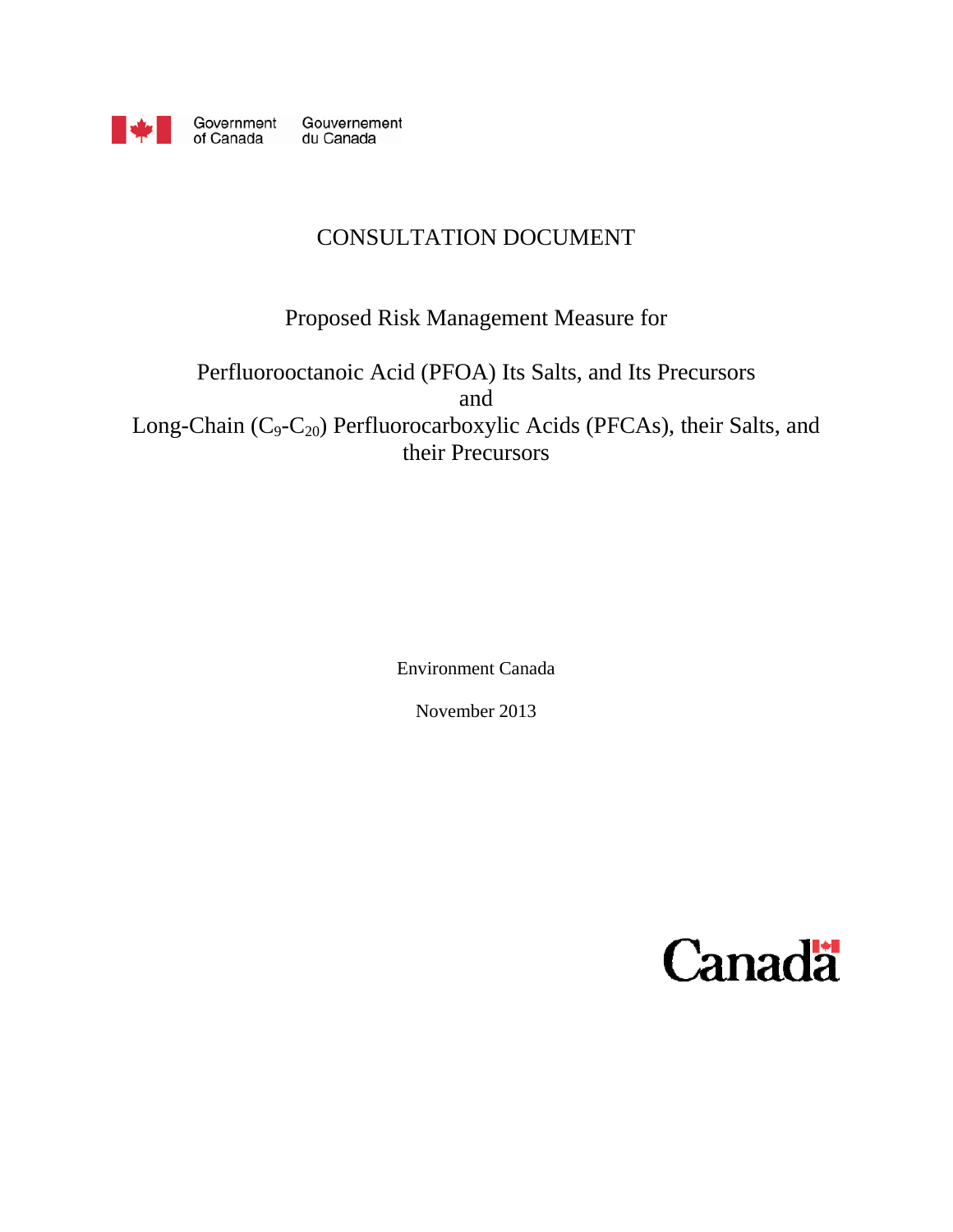Government of Canada    Gouvernement du Canada

# CONSULTATION DOCUMENT

## Proposed Risk Management Measure for

## Perfluorooctanoic Acid (PFOA) Its Salts, and Its Precursors and Long-Chain ($C_9$-$C_{20}$) Perfluorocarboxylic Acids (PFCAs), their Salts, and their Precursors

Environment Canada

November 2013

Canada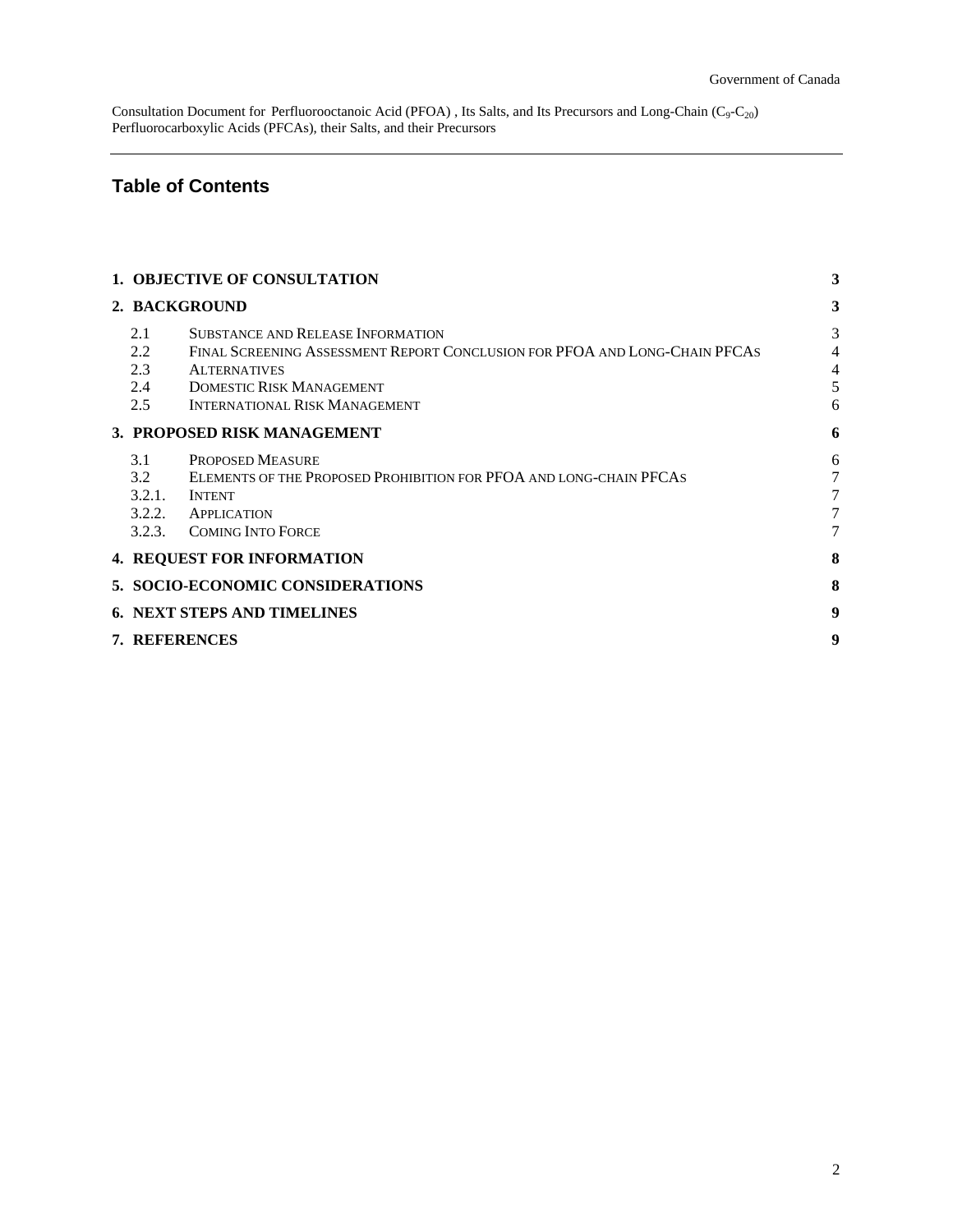## Table of Contents

| | | |
|---|---|---|
| **1. OBJECTIVE OF CONSULTATION** | | **3** |
| **2. BACKGROUND** | | **3** |
| 2.1 | SUBSTANCE AND RELEASE INFORMATION | 3 |
| 2.2 | FINAL SCREENING ASSESSMENT REPORT CONCLUSION FOR PFOA AND LONG-CHAIN PFCAS | 4 |
| 2.3 | ALTERNATIVES | 4 |
| 2.4 | DOMESTIC RISK MANAGEMENT | 5 |
| 2.5 | INTERNATIONAL RISK MANAGEMENT | 6 |
| **3. PROPOSED RISK MANAGEMENT** | | **6** |
| 3.1 | PROPOSED MEASURE | 6 |
| 3.2 | ELEMENTS OF THE PROPOSED PROHIBITION FOR PFOA AND LONG-CHAIN PFCAS | 7 |
| 3.2.1. | INTENT | 7 |
| 3.2.2. | APPLICATION | 7 |
| 3.2.3. | COMING INTO FORCE | 7 |
| **4. REQUEST FOR INFORMATION** | | **8** |
| **5. SOCIO-ECONOMIC CONSIDERATIONS** | | **8** |
| **6. NEXT STEPS AND TIMELINES** | | **9** |
| **7. REFERENCES** | | **9** |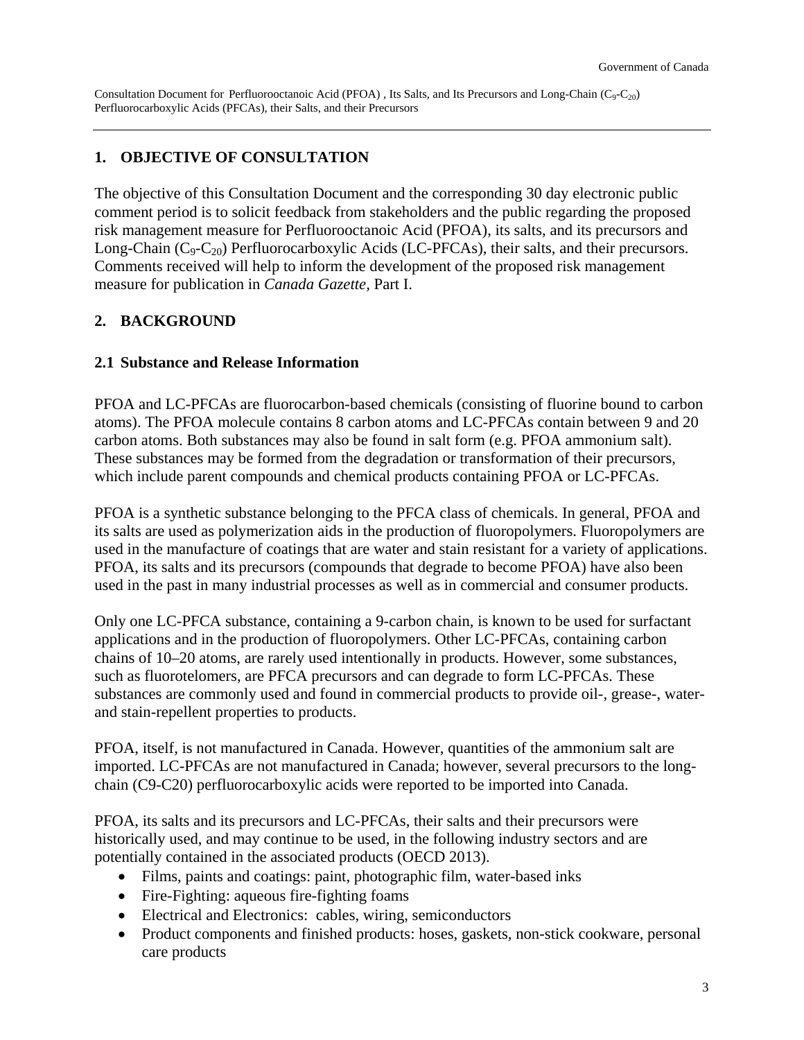## 1. OBJECTIVE OF CONSULTATION

The objective of this Consultation Document and the corresponding 30 day electronic public comment period is to solicit feedback from stakeholders and the public regarding the proposed risk management measure for Perfluorooctanoic Acid (PFOA), its salts, and its precursors and Long-Chain ($C_9$-$C_{20}$) Perfluorocarboxylic Acids (LC-PFCAs), their salts, and their precursors. Comments received will help to inform the development of the proposed risk management measure for publication in *Canada Gazette*, Part I.

## 2. BACKGROUND

### 2.1 Substance and Release Information

PFOA and LC-PFCAs are fluorocarbon-based chemicals (consisting of fluorine bound to carbon atoms). The PFOA molecule contains 8 carbon atoms and LC-PFCAs contain between 9 and 20 carbon atoms. Both substances may also be found in salt form (e.g. PFOA ammonium salt). These substances may be formed from the degradation or transformation of their precursors, which include parent compounds and chemical products containing PFOA or LC-PFCAs.

PFOA is a synthetic substance belonging to the PFCA class of chemicals. In general, PFOA and its salts are used as polymerization aids in the production of fluoropolymers. Fluoropolymers are used in the manufacture of coatings that are water and stain resistant for a variety of applications. PFOA, its salts and its precursors (compounds that degrade to become PFOA) have also been used in the past in many industrial processes as well as in commercial and consumer products.

Only one LC-PFCA substance, containing a 9-carbon chain, is known to be used for surfactant applications and in the production of fluoropolymers. Other LC-PFCAs, containing carbon chains of 10–20 atoms, are rarely used intentionally in products. However, some substances, such as fluorotelomers, are PFCA precursors and can degrade to form LC-PFCAs. These substances are commonly used and found in commercial products to provide oil-, grease-, water- and stain-repellent properties to products.

PFOA, itself, is not manufactured in Canada. However, quantities of the ammonium salt are imported. LC-PFCAs are not manufactured in Canada; however, several precursors to the long-chain (C9-C20) perfluorocarboxylic acids were reported to be imported into Canada.

PFOA, its salts and its precursors and LC-PFCAs, their salts and their precursors were historically used, and may continue to be used, in the following industry sectors and are potentially contained in the associated products (OECD 2013).

- Films, paints and coatings: paint, photographic film, water-based inks
- Fire-Fighting: aqueous fire-fighting foams
- Electrical and Electronics: cables, wiring, semiconductors
- Product components and finished products: hoses, gaskets, non-stick cookware, personal care products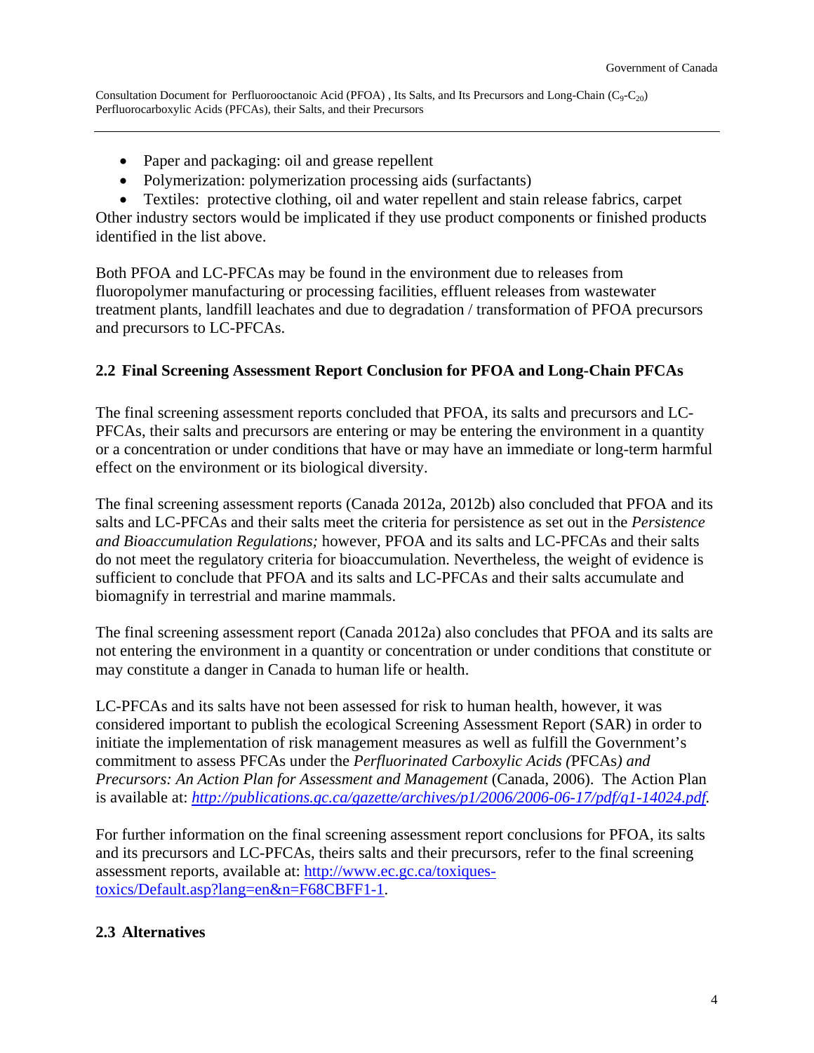- Paper and packaging: oil and grease repellent
- Polymerization: polymerization processing aids (surfactants)
- Textiles: protective clothing, oil and water repellent and stain release fabrics, carpet

Other industry sectors would be implicated if they use product components or finished products identified in the list above.

Both PFOA and LC-PFCAs may be found in the environment due to releases from fluoropolymer manufacturing or processing facilities, effluent releases from wastewater treatment plants, landfill leachates and due to degradation / transformation of PFOA precursors and precursors to LC-PFCAs.

## 2.2 Final Screening Assessment Report Conclusion for PFOA and Long-Chain PFCAs

The final screening assessment reports concluded that PFOA, its salts and precursors and LC-PFCAs, their salts and precursors are entering or may be entering the environment in a quantity or a concentration or under conditions that have or may have an immediate or long-term harmful effect on the environment or its biological diversity.

The final screening assessment reports (Canada 2012a, 2012b) also concluded that PFOA and its salts and LC-PFCAs and their salts meet the criteria for persistence as set out in the *Persistence and Bioaccumulation Regulations;* however, PFOA and its salts and LC-PFCAs and their salts do not meet the regulatory criteria for bioaccumulation. Nevertheless, the weight of evidence is sufficient to conclude that PFOA and its salts and LC-PFCAs and their salts accumulate and biomagnify in terrestrial and marine mammals.

The final screening assessment report (Canada 2012a) also concludes that PFOA and its salts are not entering the environment in a quantity or concentration or under conditions that constitute or may constitute a danger in Canada to human life or health.

LC-PFCAs and its salts have not been assessed for risk to human health, however, it was considered important to publish the ecological Screening Assessment Report (SAR) in order to initiate the implementation of risk management measures as well as fulfill the Government's commitment to assess PFCAs under the *Perfluorinated Carboxylic Acids (*PFCAs*) and Precursors: An Action Plan for Assessment and Management* (Canada, 2006). The Action Plan is available at: *http://publications.gc.ca/gazette/archives/p1/2006/2006-06-17/pdf/g1-14024.pdf*.

For further information on the final screening assessment report conclusions for PFOA, its salts and its precursors and LC-PFCAs, theirs salts and their precursors, refer to the final screening assessment reports, available at: http://www.ec.gc.ca/toxiques-toxics/Default.asp?lang=en&n=F68CBFF1-1.

## 2.3 Alternatives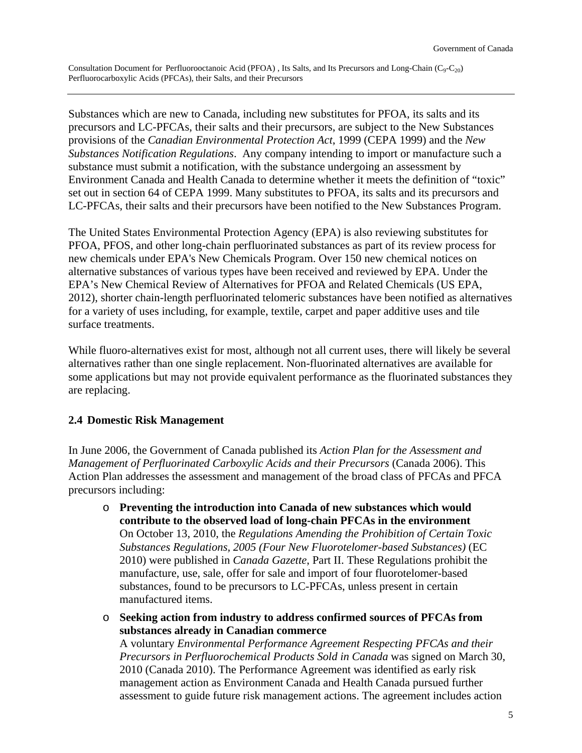Substances which are new to Canada, including new substitutes for PFOA, its salts and its precursors and LC-PFCAs, their salts and their precursors, are subject to the New Substances provisions of the *Canadian Environmental Protection Act*, 1999 (CEPA 1999) and the *New Substances Notification Regulations*. Any company intending to import or manufacture such a substance must submit a notification, with the substance undergoing an assessment by Environment Canada and Health Canada to determine whether it meets the definition of "toxic" set out in section 64 of CEPA 1999. Many substitutes to PFOA, its salts and its precursors and LC-PFCAs, their salts and their precursors have been notified to the New Substances Program.

The United States Environmental Protection Agency (EPA) is also reviewing substitutes for PFOA, PFOS, and other long-chain perfluorinated substances as part of its review process for new chemicals under EPA's New Chemicals Program. Over 150 new chemical notices on alternative substances of various types have been received and reviewed by EPA. Under the EPA's New Chemical Review of Alternatives for PFOA and Related Chemicals (US EPA, 2012), shorter chain-length perfluorinated telomeric substances have been notified as alternatives for a variety of uses including, for example, textile, carpet and paper additive uses and tile surface treatments.

While fluoro-alternatives exist for most, although not all current uses, there will likely be several alternatives rather than one single replacement. Non-fluorinated alternatives are available for some applications but may not provide equivalent performance as the fluorinated substances they are replacing.

## 2.4 Domestic Risk Management

In June 2006, the Government of Canada published its *Action Plan for the Assessment and Management of Perfluorinated Carboxylic Acids and their Precursors* (Canada 2006). This Action Plan addresses the assessment and management of the broad class of PFCAs and PFCA precursors including:

- **Preventing the introduction into Canada of new substances which would contribute to the observed load of long-chain PFCAs in the environment**
  On October 13, 2010, the *Regulations Amending the Prohibition of Certain Toxic Substances Regulations, 2005 (Four New Fluorotelomer-based Substances)* (EC 2010) were published in *Canada Gazette*, Part II. These Regulations prohibit the manufacture, use, sale, offer for sale and import of four fluorotelomer-based substances, found to be precursors to LC-PFCAs, unless present in certain manufactured items.
- **Seeking action from industry to address confirmed sources of PFCAs from substances already in Canadian commerce**
  A voluntary *Environmental Performance Agreement Respecting PFCAs and their Precursors in Perfluorochemical Products Sold in Canada* was signed on March 30, 2010 (Canada 2010). The Performance Agreement was identified as early risk management action as Environment Canada and Health Canada pursued further assessment to guide future risk management actions. The agreement includes action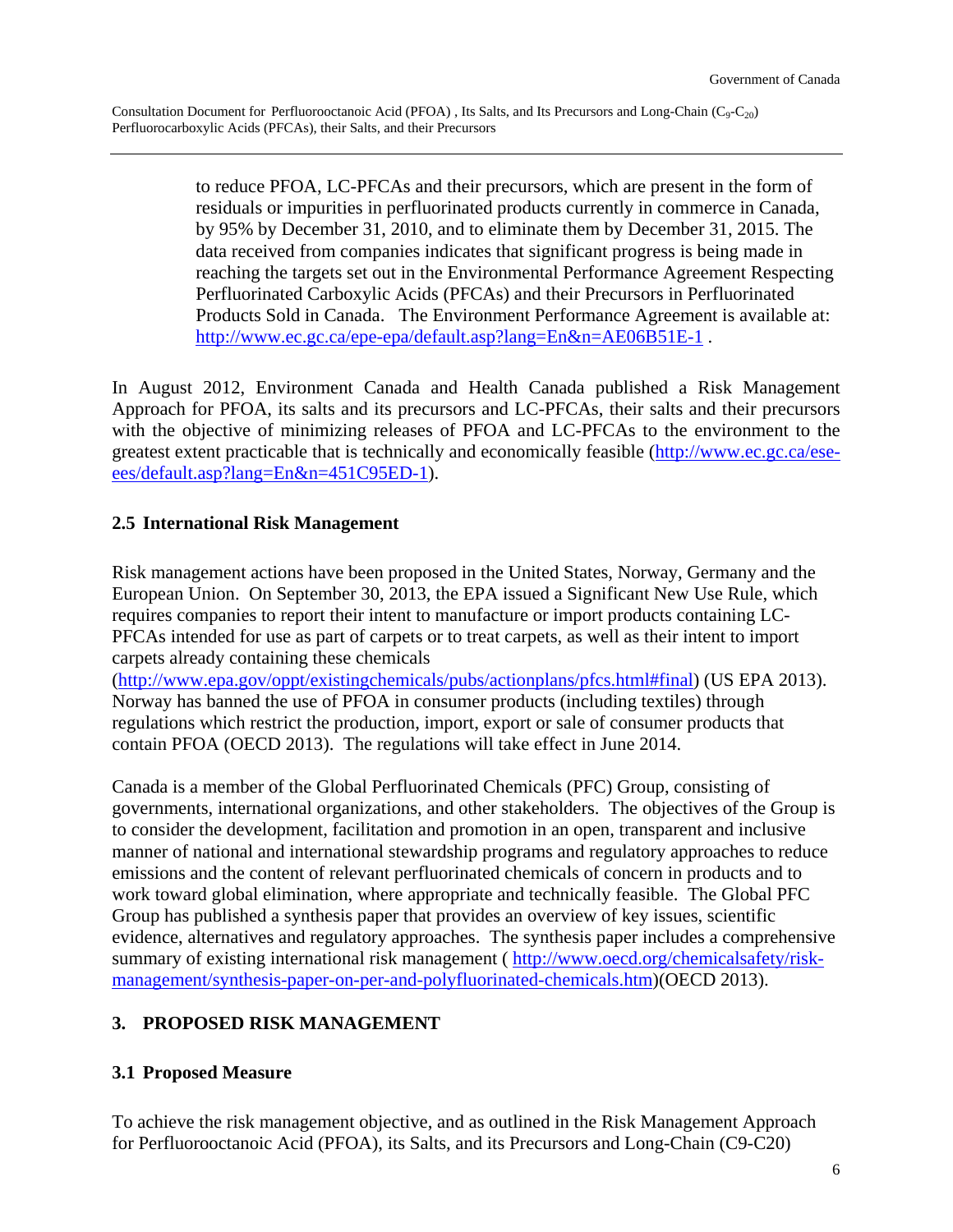to reduce PFOA, LC-PFCAs and their precursors, which are present in the form of residuals or impurities in perfluorinated products currently in commerce in Canada, by 95% by December 31, 2010, and to eliminate them by December 31, 2015. The data received from companies indicates that significant progress is being made in reaching the targets set out in the Environmental Performance Agreement Respecting Perfluorinated Carboxylic Acids (PFCAs) and their Precursors in Perfluorinated Products Sold in Canada. The Environment Performance Agreement is available at: http://www.ec.gc.ca/epe-epa/default.asp?lang=En&n=AE06B51E-1 .

In August 2012, Environment Canada and Health Canada published a Risk Management Approach for PFOA, its salts and its precursors and LC-PFCAs, their salts and their precursors with the objective of minimizing releases of PFOA and LC-PFCAs to the environment to the greatest extent practicable that is technically and economically feasible (http://www.ec.gc.ca/ese-ees/default.asp?lang=En&n=451C95ED-1).

### 2.5 International Risk Management

Risk management actions have been proposed in the United States, Norway, Germany and the European Union. On September 30, 2013, the EPA issued a Significant New Use Rule, which requires companies to report their intent to manufacture or import products containing LC-PFCAs intended for use as part of carpets or to treat carpets, as well as their intent to import carpets already containing these chemicals (http://www.epa.gov/oppt/existingchemicals/pubs/actionplans/pfcs.html#final) (US EPA 2013). Norway has banned the use of PFOA in consumer products (including textiles) through regulations which restrict the production, import, export or sale of consumer products that contain PFOA (OECD 2013). The regulations will take effect in June 2014.

Canada is a member of the Global Perfluorinated Chemicals (PFC) Group, consisting of governments, international organizations, and other stakeholders. The objectives of the Group is to consider the development, facilitation and promotion in an open, transparent and inclusive manner of national and international stewardship programs and regulatory approaches to reduce emissions and the content of relevant perfluorinated chemicals of concern in products and to work toward global elimination, where appropriate and technically feasible. The Global PFC Group has published a synthesis paper that provides an overview of key issues, scientific evidence, alternatives and regulatory approaches. The synthesis paper includes a comprehensive summary of existing international risk management ( http://www.oecd.org/chemicalsafety/risk-management/synthesis-paper-on-per-and-polyfluorinated-chemicals.htm)(OECD 2013).

## 3. PROPOSED RISK MANAGEMENT

### 3.1 Proposed Measure

To achieve the risk management objective, and as outlined in the Risk Management Approach for Perfluorooctanoic Acid (PFOA), its Salts, and its Precursors and Long-Chain (C9-C20)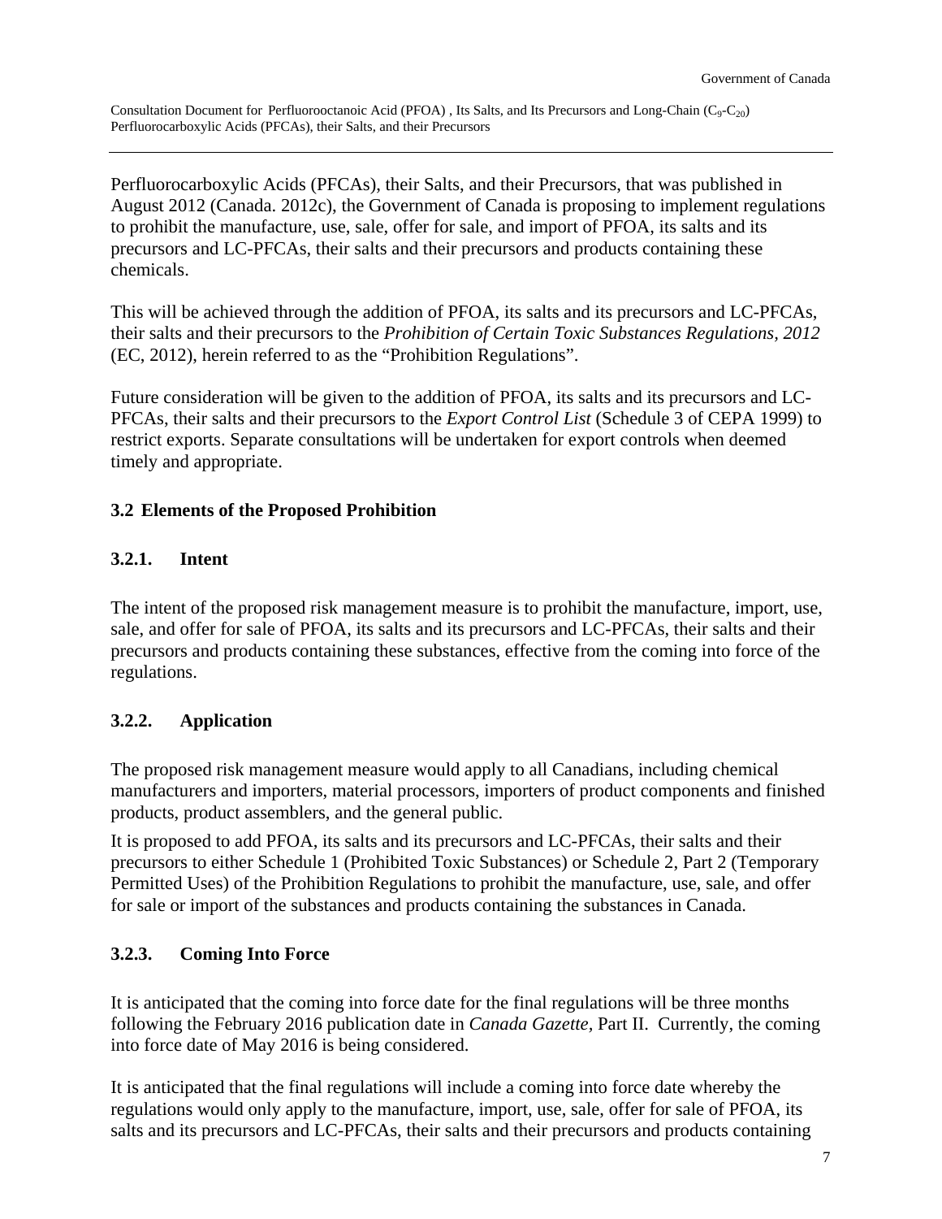Perfluorocarboxylic Acids (PFCAs), their Salts, and their Precursors, that was published in August 2012 (Canada. 2012c), the Government of Canada is proposing to implement regulations to prohibit the manufacture, use, sale, offer for sale, and import of PFOA, its salts and its precursors and LC-PFCAs, their salts and their precursors and products containing these chemicals.

This will be achieved through the addition of PFOA, its salts and its precursors and LC-PFCAs, their salts and their precursors to the *Prohibition of Certain Toxic Substances Regulations, 2012* (EC, 2012), herein referred to as the "Prohibition Regulations".

Future consideration will be given to the addition of PFOA, its salts and its precursors and LC-PFCAs, their salts and their precursors to the *Export Control List* (Schedule 3 of CEPA 1999) to restrict exports. Separate consultations will be undertaken for export controls when deemed timely and appropriate.

### 3.2 Elements of the Proposed Prohibition

#### 3.2.1. Intent

The intent of the proposed risk management measure is to prohibit the manufacture, import, use, sale, and offer for sale of PFOA, its salts and its precursors and LC-PFCAs, their salts and their precursors and products containing these substances, effective from the coming into force of the regulations.

#### 3.2.2. Application

The proposed risk management measure would apply to all Canadians, including chemical manufacturers and importers, material processors, importers of product components and finished products, product assemblers, and the general public.

It is proposed to add PFOA, its salts and its precursors and LC-PFCAs, their salts and their precursors to either Schedule 1 (Prohibited Toxic Substances) or Schedule 2, Part 2 (Temporary Permitted Uses) of the Prohibition Regulations to prohibit the manufacture, use, sale, and offer for sale or import of the substances and products containing the substances in Canada.

#### 3.2.3. Coming Into Force

It is anticipated that the coming into force date for the final regulations will be three months following the February 2016 publication date in *Canada Gazette*, Part II. Currently, the coming into force date of May 2016 is being considered.

It is anticipated that the final regulations will include a coming into force date whereby the regulations would only apply to the manufacture, import, use, sale, offer for sale of PFOA, its salts and its precursors and LC-PFCAs, their salts and their precursors and products containing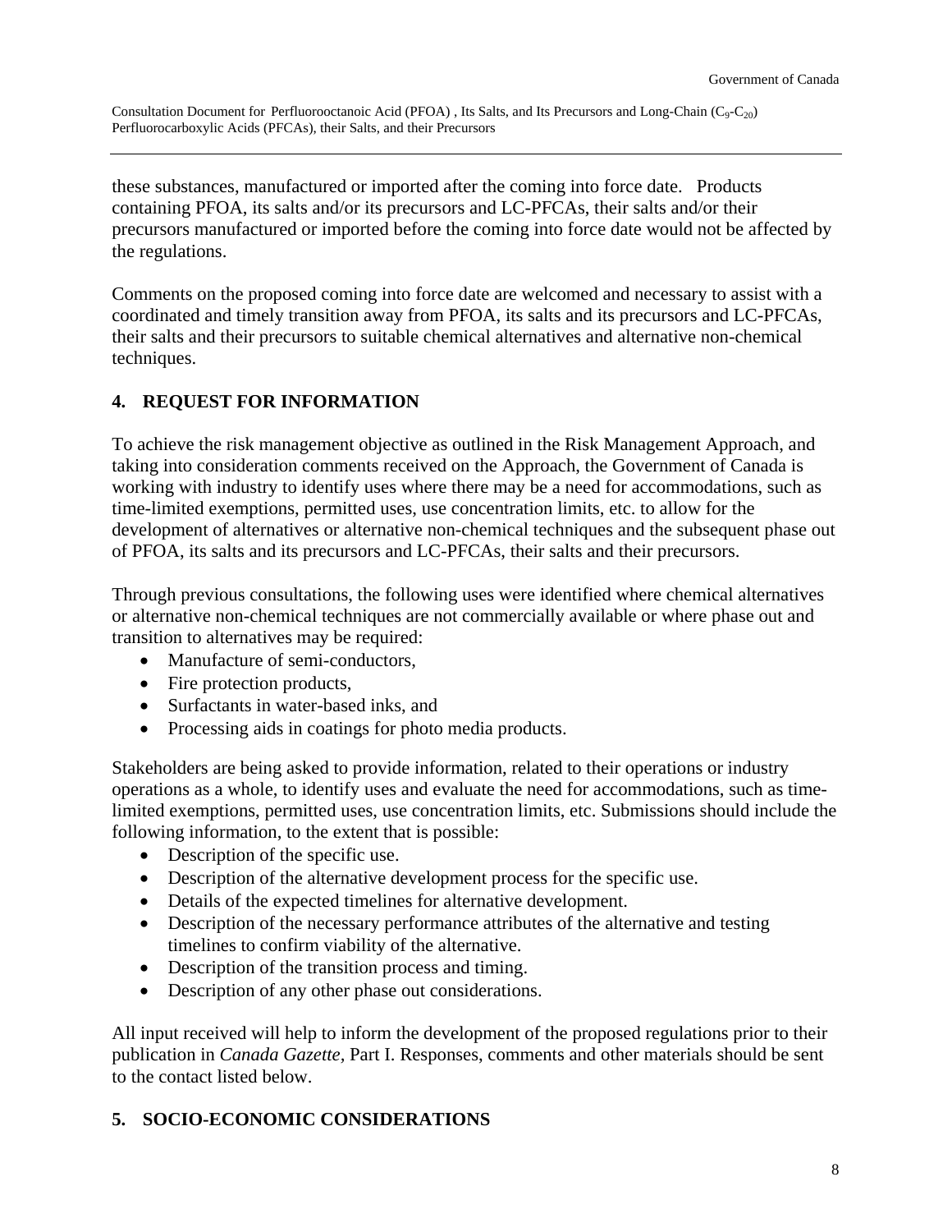these substances, manufactured or imported after the coming into force date. Products containing PFOA, its salts and/or its precursors and LC-PFCAs, their salts and/or their precursors manufactured or imported before the coming into force date would not be affected by the regulations.

Comments on the proposed coming into force date are welcomed and necessary to assist with a coordinated and timely transition away from PFOA, its salts and its precursors and LC-PFCAs, their salts and their precursors to suitable chemical alternatives and alternative non-chemical techniques.

## 4. REQUEST FOR INFORMATION

To achieve the risk management objective as outlined in the Risk Management Approach, and taking into consideration comments received on the Approach, the Government of Canada is working with industry to identify uses where there may be a need for accommodations, such as time-limited exemptions, permitted uses, use concentration limits, etc. to allow for the development of alternatives or alternative non-chemical techniques and the subsequent phase out of PFOA, its salts and its precursors and LC-PFCAs, their salts and their precursors.

Through previous consultations, the following uses were identified where chemical alternatives or alternative non-chemical techniques are not commercially available or where phase out and transition to alternatives may be required:

- Manufacture of semi-conductors,
- Fire protection products,
- Surfactants in water-based inks, and
- Processing aids in coatings for photo media products.

Stakeholders are being asked to provide information, related to their operations or industry operations as a whole, to identify uses and evaluate the need for accommodations, such as time-limited exemptions, permitted uses, use concentration limits, etc. Submissions should include the following information, to the extent that is possible:

- Description of the specific use.
- Description of the alternative development process for the specific use.
- Details of the expected timelines for alternative development.
- Description of the necessary performance attributes of the alternative and testing timelines to confirm viability of the alternative.
- Description of the transition process and timing.
- Description of any other phase out considerations.

All input received will help to inform the development of the proposed regulations prior to their publication in *Canada Gazette*, Part I. Responses, comments and other materials should be sent to the contact listed below.

## 5. SOCIO-ECONOMIC CONSIDERATIONS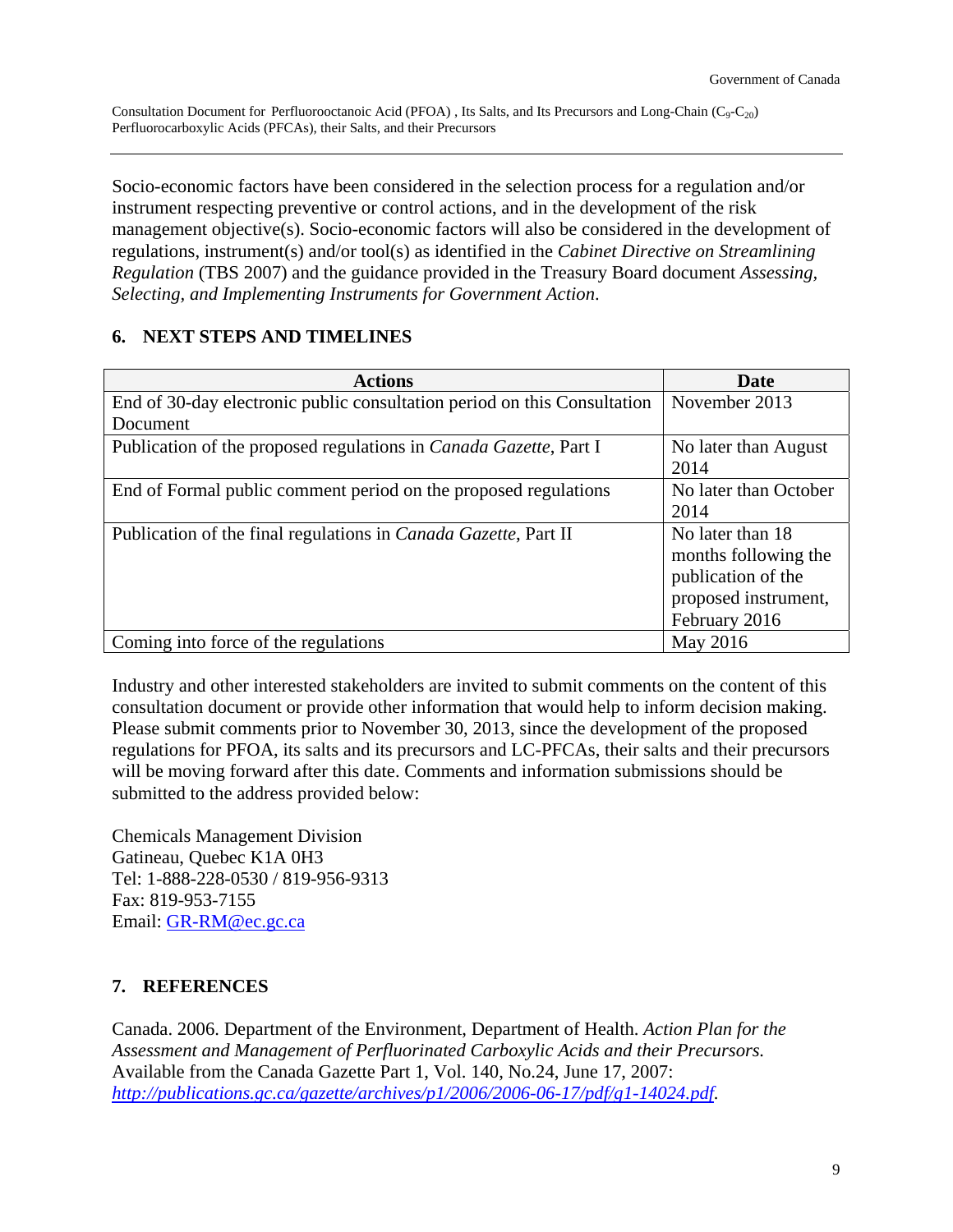Socio-economic factors have been considered in the selection process for a regulation and/or instrument respecting preventive or control actions, and in the development of the risk management objective(s). Socio-economic factors will also be considered in the development of regulations, instrument(s) and/or tool(s) as identified in the *Cabinet Directive on Streamlining Regulation* (TBS 2007) and the guidance provided in the Treasury Board document *Assessing, Selecting, and Implementing Instruments for Government Action*.

## 6. NEXT STEPS AND TIMELINES

| Actions | Date |
|---|---|
| End of 30-day electronic public consultation period on this Consultation Document | November 2013 |
| Publication of the proposed regulations in *Canada Gazette*, Part I | No later than August 2014 |
| End of Formal public comment period on the proposed regulations | No later than October 2014 |
| Publication of the final regulations in *Canada Gazette*, Part II | No later than 18 months following the publication of the proposed instrument, February 2016 |
| Coming into force of the regulations | May 2016 |

Industry and other interested stakeholders are invited to submit comments on the content of this consultation document or provide other information that would help to inform decision making. Please submit comments prior to November 30, 2013, since the development of the proposed regulations for PFOA, its salts and its precursors and LC-PFCAs, their salts and their precursors will be moving forward after this date. Comments and information submissions should be submitted to the address provided below:

Chemicals Management Division
Gatineau, Quebec K1A 0H3
Tel: 1-888-228-0530 / 819-956-9313
Fax: 819-953-7155
Email: GR-RM@ec.gc.ca

## 7. REFERENCES

Canada. 2006. Department of the Environment, Department of Health. *Action Plan for the Assessment and Management of Perfluorinated Carboxylic Acids and their Precursors.* Available from the Canada Gazette Part 1, Vol. 140, No.24, June 17, 2007: *http://publications.gc.ca/gazette/archives/p1/2006/2006-06-17/pdf/g1-14024.pdf*.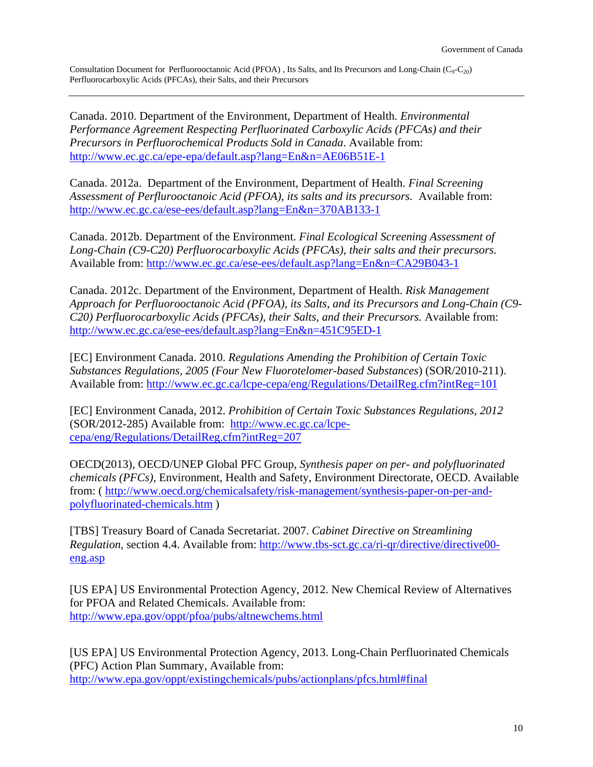Canada. 2010. Department of the Environment, Department of Health. *Environmental Performance Agreement Respecting Perfluorinated Carboxylic Acids (PFCAs) and their Precursors in Perfluorochemical Products Sold in Canada*. Available from: http://www.ec.gc.ca/epe-epa/default.asp?lang=En&n=AE06B51E-1

Canada. 2012a. Department of the Environment, Department of Health. *Final Screening Assessment of Perflurooctanoic Acid (PFOA), its salts and its precursors.* Available from: http://www.ec.gc.ca/ese-ees/default.asp?lang=En&n=370AB133-1

Canada. 2012b. Department of the Environment. *Final Ecological Screening Assessment of Long-Chain (C9-C20) Perfluorocarboxylic Acids (PFCAs), their salts and their precursors.* Available from: http://www.ec.gc.ca/ese-ees/default.asp?lang=En&n=CA29B043-1

Canada. 2012c. Department of the Environment, Department of Health. *Risk Management Approach for Perfluorooctanoic Acid (PFOA), its Salts, and its Precursors and Long-Chain (C9-C20) Perfluorocarboxylic Acids (PFCAs), their Salts, and their Precursors.* Available from: http://www.ec.gc.ca/ese-ees/default.asp?lang=En&n=451C95ED-1

[EC] Environment Canada. 2010. *Regulations Amending the Prohibition of Certain Toxic Substances Regulations, 2005 (Four New Fluorotelomer-based Substances*) (SOR/2010-211). Available from: http://www.ec.gc.ca/lcpe-cepa/eng/Regulations/DetailReg.cfm?intReg=101

[EC] Environment Canada, 2012. *Prohibition of Certain Toxic Substances Regulations, 2012* (SOR/2012-285) Available from: http://www.ec.gc.ca/lcpe-cepa/eng/Regulations/DetailReg.cfm?intReg=207

OECD(2013), OECD/UNEP Global PFC Group, *Synthesis paper on per- and polyfluorinated chemicals (PFCs)*, Environment, Health and Safety, Environment Directorate, OECD. Available from: ( http://www.oecd.org/chemicalsafety/risk-management/synthesis-paper-on-per-and-polyfluorinated-chemicals.htm )

[TBS] Treasury Board of Canada Secretariat. 2007. *Cabinet Directive on Streamlining Regulation*, section 4.4. Available from: http://www.tbs-sct.gc.ca/ri-qr/directive/directive00-eng.asp

[US EPA] US Environmental Protection Agency, 2012. New Chemical Review of Alternatives for PFOA and Related Chemicals. Available from: http://www.epa.gov/oppt/pfoa/pubs/altnewchems.html

[US EPA] US Environmental Protection Agency, 2013. Long-Chain Perfluorinated Chemicals (PFC) Action Plan Summary, Available from: http://www.epa.gov/oppt/existingchemicals/pubs/actionplans/pfcs.html#final